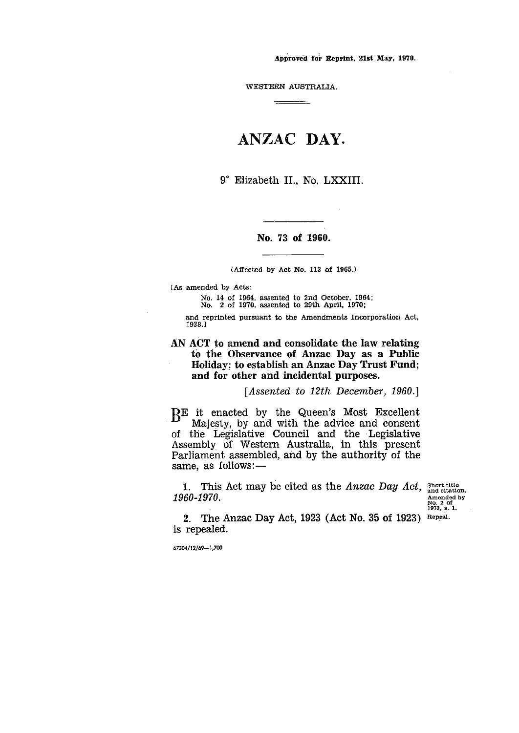**Approved for Reprint, 21st May, 1970.**

WESTERN AUSTRALIA.

# ANZAC DAY.

9° Elizabeth II., No. LXXIII.

**No. 73 of 1960.**

(Affected by Act No. 113 of 1965.)

[As amended by Acts:

No. 14 of 1964, assented to 2nd October, 1964;
No. 2 of 1970, assented to 29th April, 1970;

and reprinted pursuant to the Amendments Incorporation Act, 1938.]

**AN ACT to amend and consolidate the law relating to the Observance of Anzac Day as a Public Holiday; to establish an Anzac Day Trust Fund; and for other and incidental purposes.**

*[Assented to 12th December, 1960.]*

BE it enacted by the Queen's Most Excellent Majesty, by and with the advice and consent of the Legislative Council and the Legislative Assembly of Western Australia, in this present Parliament assembled, and by the authority of the same, as follows:—

Short title and citation. Amended by No. 2 of 1970, s. 1.

**1.** This Act may be cited as the *Anzac Day Act, 1960-1970.*

Repeal.

**2.** The Anzac Day Act, 1923 (Act No. 35 of 1923) is repealed.

67304/12/69—1,700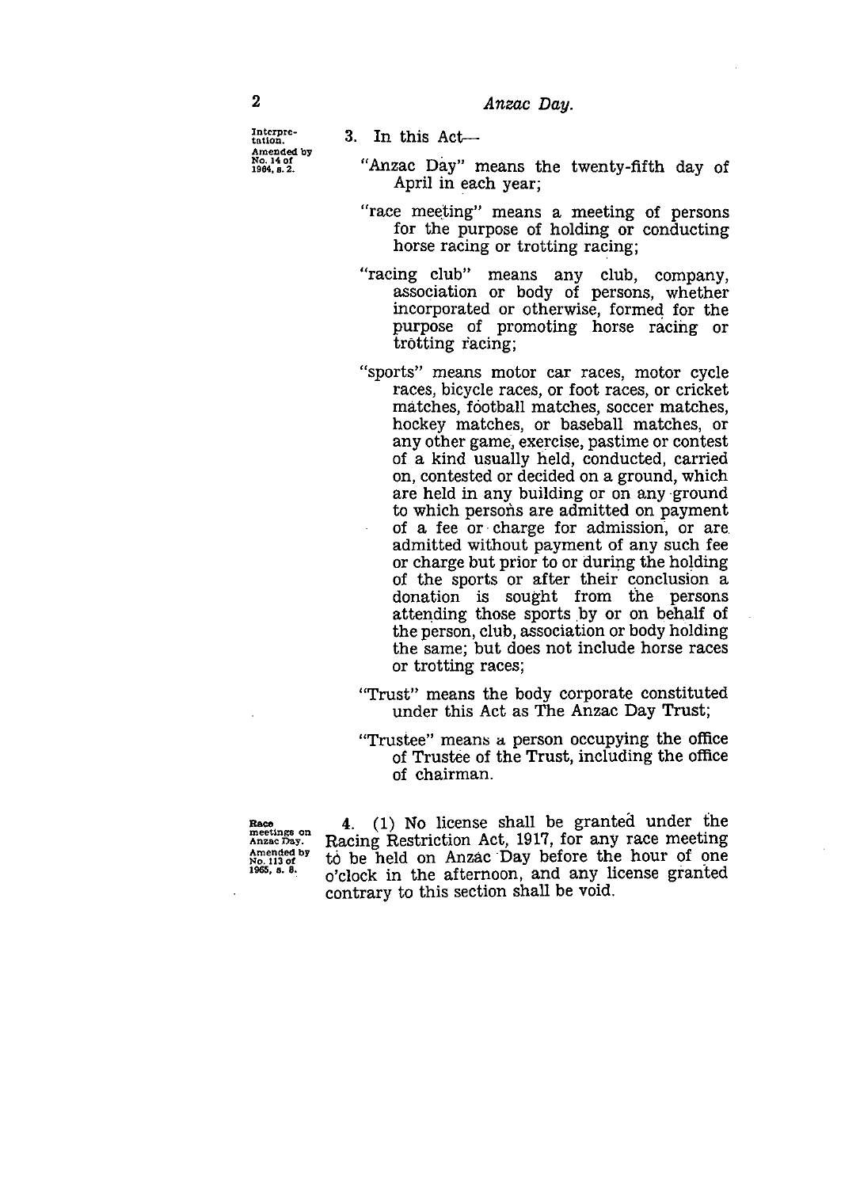Interpretation. Amended by No. 14 of 1964, s. 2.

3. In this Act—

"Anzac Day" means the twenty-fifth day of April in each year;

"race meeting" means a meeting of persons for the purpose of holding or conducting horse racing or trotting racing;

"racing club" means any club, company, association or body of persons, whether incorporated or otherwise, formed for the purpose of promoting horse racing or trotting racing;

"sports" means motor car races, motor cycle races, bicycle races, or foot races, or cricket matches, football matches, soccer matches, hockey matches, or baseball matches, or any other game, exercise, pastime or contest of a kind usually held, conducted, carried on, contested or decided on a ground, which are held in any building or on any ground to which persons are admitted on payment of a fee or charge for admission, or are admitted without payment of any such fee or charge but prior to or during the holding of the sports or after their conclusion a donation is sought from the persons attending those sports by or on behalf of the person, club, association or body holding the same; but does not include horse races or trotting races;

"Trust" means the body corporate constituted under this Act as The Anzac Day Trust;

"Trustee" means a person occupying the office of Trustee of the Trust, including the office of chairman.

Race meetings on Anzac Day. Amended by No. 113 of 1965, s. 8.

4. (1) No license shall be granted under the Racing Restriction Act, 1917, for any race meeting to be held on Anzac Day before the hour of one o'clock in the afternoon, and any license granted contrary to this section shall be void.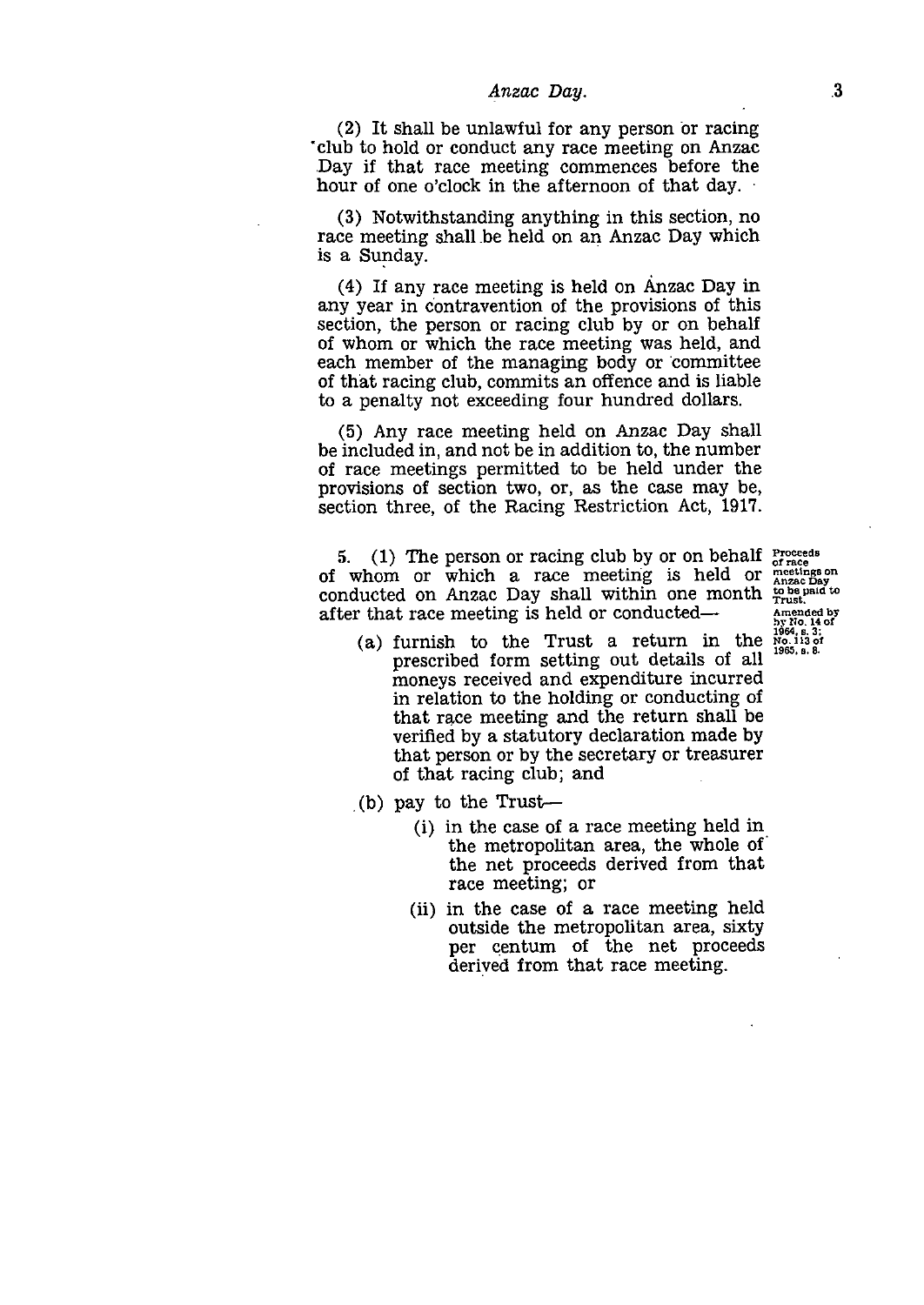(2) It shall be unlawful for any person or racing club to hold or conduct any race meeting on Anzac Day if that race meeting commences before the hour of one o'clock in the afternoon of that day.

(3) Notwithstanding anything in this section, no race meeting shall be held on an Anzac Day which is a Sunday.

(4) If any race meeting is held on Anzac Day in any year in contravention of the provisions of this section, the person or racing club by or on behalf of whom or which the race meeting was held, and each member of the managing body or committee of that racing club, commits an offence and is liable to a penalty not exceeding four hundred dollars.

(5) Any race meeting held on Anzac Day shall be included in, and not be in addition to, the number of race meetings permitted to be held under the provisions of section two, or, as the case may be, section three, of the Racing Restriction Act, 1917.

*Proceeds of race meetings on Anzac Day to be paid to Trust.*
*Amended by No. 14 of 1964, s. 3; No. 113 of 1965, s. 8.*

5. (1) The person or racing club by or on behalf of whom or which a race meeting is held or conducted on Anzac Day shall within one month after that race meeting is held or conducted—

(a) furnish to the Trust a return in the prescribed form setting out details of all moneys received and expenditure incurred in relation to the holding or conducting of that race meeting and the return shall be verified by a statutory declaration made by that person or by the secretary or treasurer of that racing club; and

(b) pay to the Trust—

(i) in the case of a race meeting held in the metropolitan area, the whole of the net proceeds derived from that race meeting; or

(ii) in the case of a race meeting held outside the metropolitan area, sixty per centum of the net proceeds derived from that race meeting.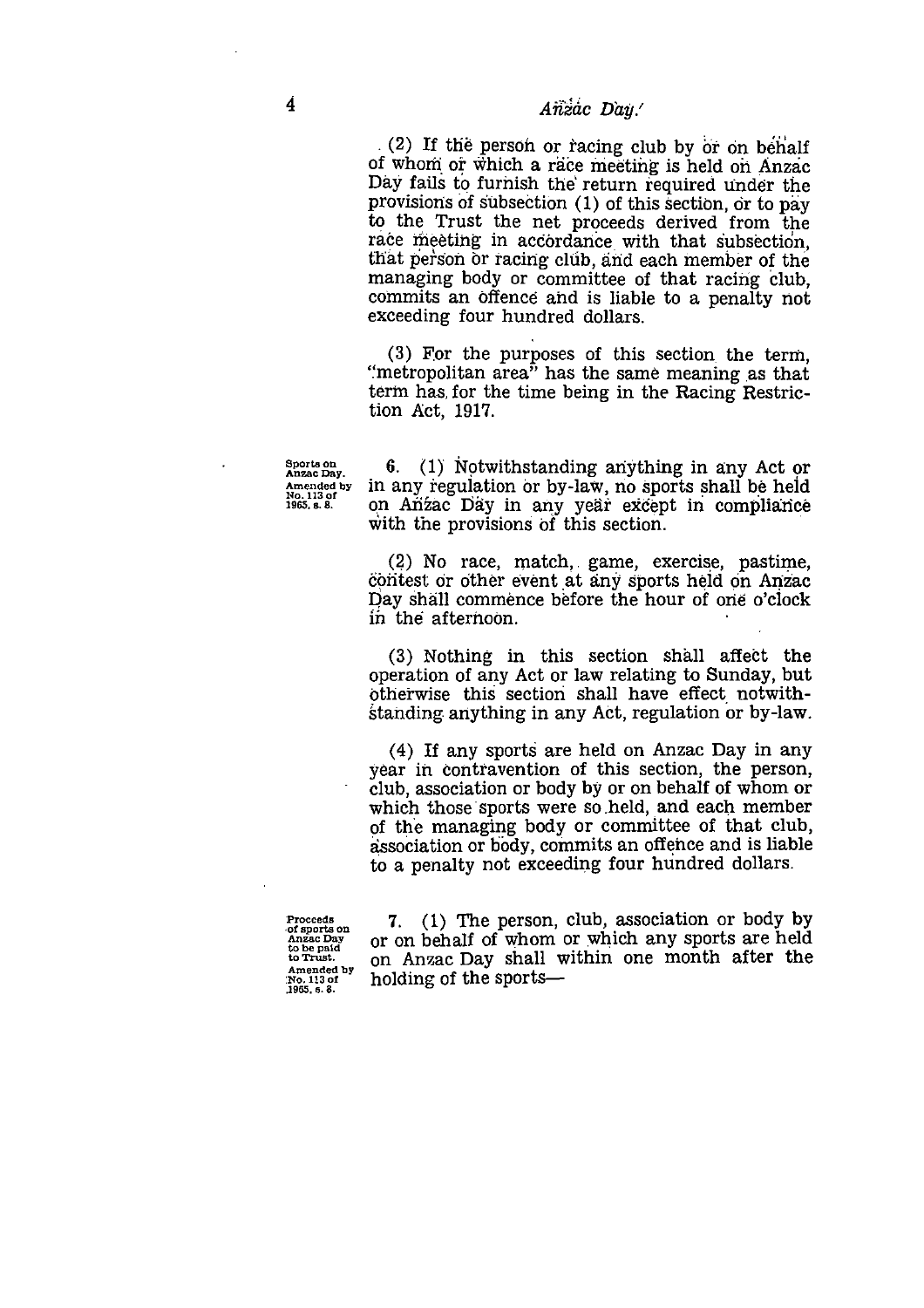(2) If the person or racing club by or on behalf of whom or which a race meeting is held on Anzac Day fails to furnish the return required under the provisions of subsection (1) of this section, or to pay to the Trust the net proceeds derived from the race meeting in accordance with that subsection, that person or racing club, and each member of the managing body or committee of that racing club, commits an offence and is liable to a penalty not exceeding four hundred dollars.

(3) For the purposes of this section the term, "metropolitan area" has the same meaning as that term has for the time being in the Racing Restriction Act, 1917.

Sports on Anzac Day. Amended by No. 113 of 1965, s. 8.

6. (1) Notwithstanding anything in any Act or in any regulation or by-law, no sports shall be held on Anzac Day in any year except in compliance with the provisions of this section.

(2) No race, match, game, exercise, pastime, contest or other event at any sports held on Anzac Day shall commence before the hour of one o'clock in the afternoon.

(3) Nothing in this section shall affect the operation of any Act or law relating to Sunday, but otherwise this section shall have effect notwithstanding anything in any Act, regulation or by-law.

(4) If any sports are held on Anzac Day in any year in contravention of this section, the person, club, association or body by or on behalf of whom or which those sports were so held, and each member of the managing body or committee of that club, association or body, commits an offence and is liable to a penalty not exceeding four hundred dollars.

Proceeds of sports on Anzac Day to be paid to Trust. Amended by No. 113 of 1965, s. 8.

7. (1) The person, club, association or body by or on behalf of whom or which any sports are held on Anzac Day shall within one month after the holding of the sports—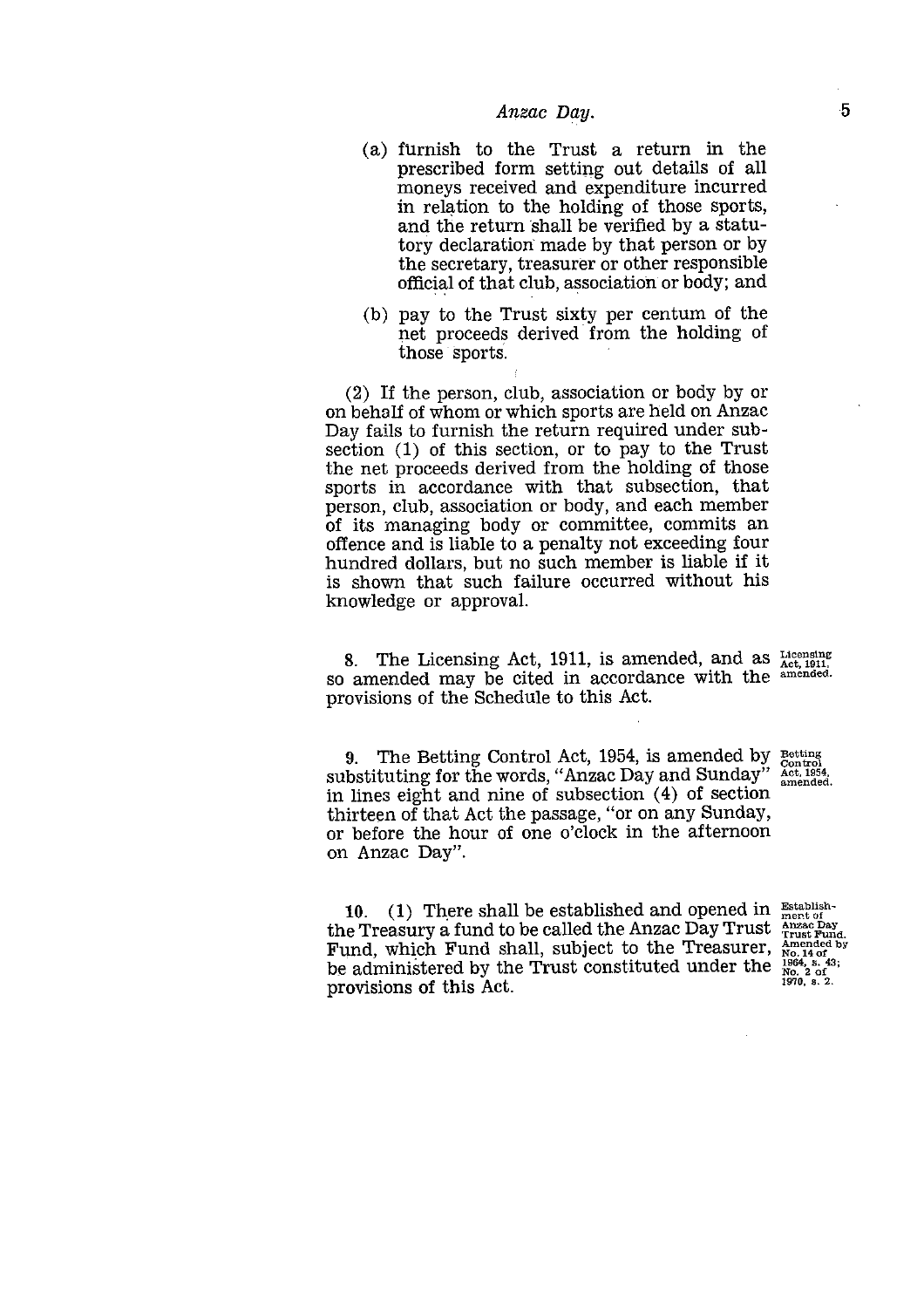(a) furnish to the Trust a return in the prescribed form setting out details of all moneys received and expenditure incurred in relation to the holding of those sports, and the return shall be verified by a statutory declaration made by that person or by the secretary, treasurer or other responsible official of that club, association or body; and

(b) pay to the Trust sixty per centum of the net proceeds derived from the holding of those sports.

(2) If the person, club, association or body by or on behalf of whom or which sports are held on Anzac Day fails to furnish the return required under subsection (1) of this section, or to pay to the Trust the net proceeds derived from the holding of those sports in accordance with that subsection, that person, club, association or body, and each member of its managing body or committee, commits an offence and is liable to a penalty not exceeding four hundred dollars, but no such member is liable if it is shown that such failure occurred without his knowledge or approval.

Licensing Act, 1911, amended.

8. The Licensing Act, 1911, is amended, and as so amended may be cited in accordance with the provisions of the Schedule to this Act.

Betting Control Act, 1954, amended.

9. The Betting Control Act, 1954, is amended by substituting for the words, "Anzac Day and Sunday" in lines eight and nine of subsection (4) of section thirteen of that Act the passage, "or on any Sunday, or before the hour of one o'clock in the afternoon on Anzac Day".

Establishment of Anzac Day Trust Fund. Amended by No. 14 of 1964, s. 43; No. 2 of 1970, s. 2.

10. (1) There shall be established and opened in the Treasury a fund to be called the Anzac Day Trust Fund, which Fund shall, subject to the Treasurer, be administered by the Trust constituted under the provisions of this Act.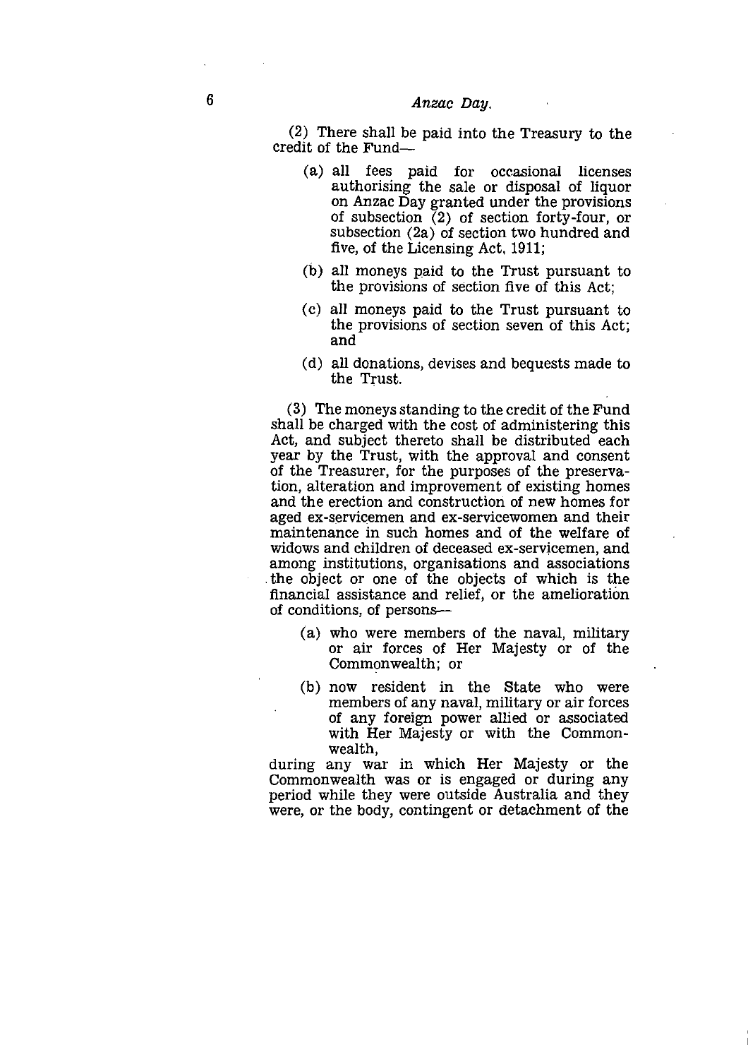(2) There shall be paid into the Treasury to the credit of the Fund—

- (a) all fees paid for occasional licenses authorising the sale or disposal of liquor on Anzac Day granted under the provisions of subsection (2) of section forty-four, or subsection (2a) of section two hundred and five, of the Licensing Act, 1911;
- (b) all moneys paid to the Trust pursuant to the provisions of section five of this Act;
- (c) all moneys paid to the Trust pursuant to the provisions of section seven of this Act; and
- (d) all donations, devises and bequests made to the Trust.

(3) The moneys standing to the credit of the Fund shall be charged with the cost of administering this Act, and subject thereto shall be distributed each year by the Trust, with the approval and consent of the Treasurer, for the purposes of the preservation, alteration and improvement of existing homes and the erection and construction of new homes for aged ex-servicemen and ex-servicewomen and their maintenance in such homes and of the welfare of widows and children of deceased ex-servicemen, and among institutions, organisations and associations the object or one of the objects of which is the financial assistance and relief, or the amelioration of conditions, of persons—

- (a) who were members of the naval, military or air forces of Her Majesty or of the Commonwealth; or
- (b) now resident in the State who were members of any naval, military or air forces of any foreign power allied or associated with Her Majesty or with the Commonwealth,

during any war in which Her Majesty or the Commonwealth was or is engaged or during any period while they were outside Australia and they were, or the body, contingent or detachment of the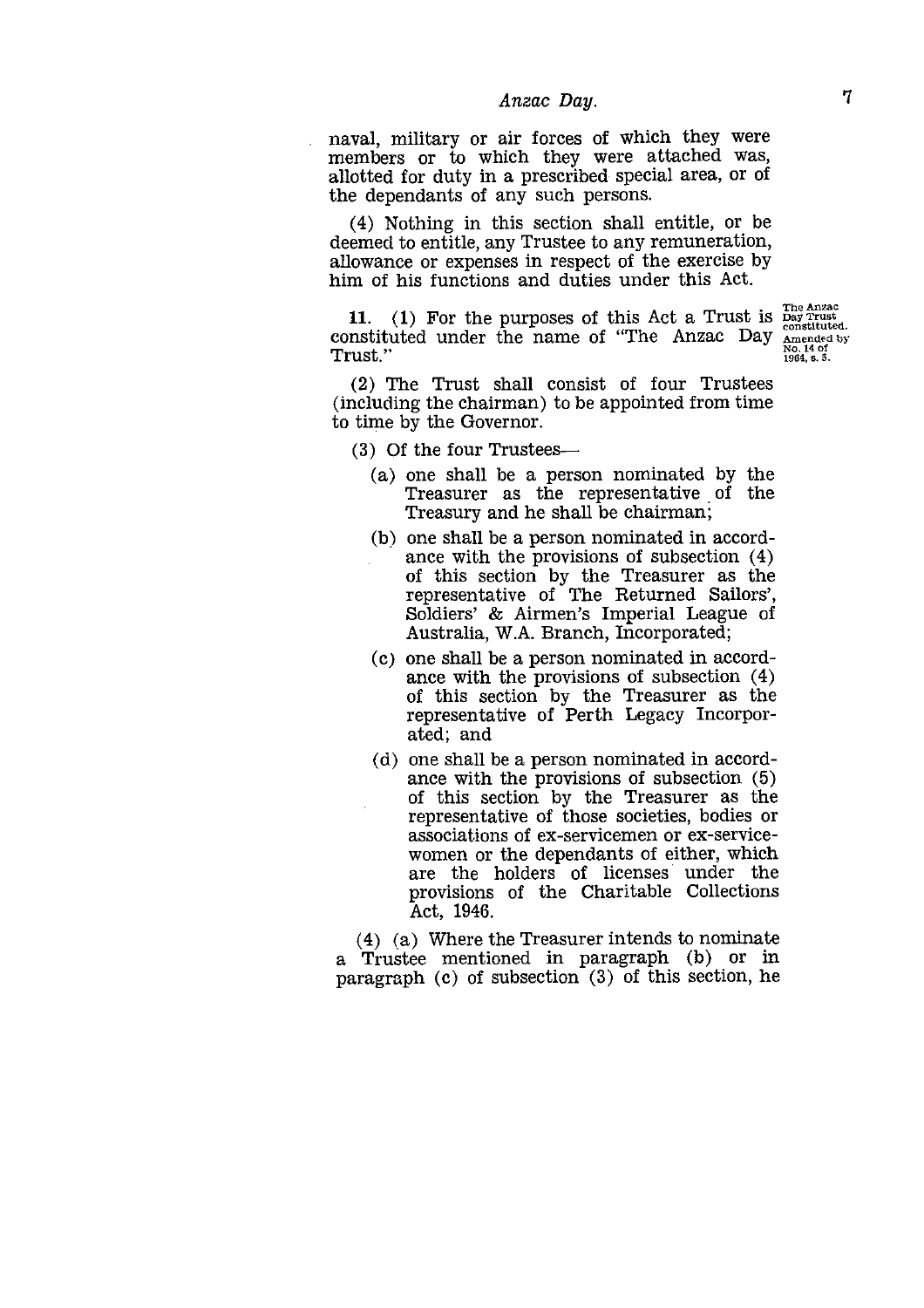naval, military or air forces of which they were members or to which they were attached was, allotted for duty in a prescribed special area, or of the dependants of any such persons.

(4) Nothing in this section shall entitle, or be deemed to entitle, any Trustee to any remuneration, allowance or expenses in respect of the exercise by him of his functions and duties under this Act.

*The Anzac Day Trust constituted. Amended by No. 14 of 1964, s. 5.*

**11.** (1) For the purposes of this Act a Trust is constituted under the name of "The Anzac Day Trust."

(2) The Trust shall consist of four Trustees (including the chairman) to be appointed from time to time by the Governor.

(3) Of the four Trustees—

(a) one shall be a person nominated by the Treasurer as the representative of the Treasury and he shall be chairman;

(b) one shall be a person nominated in accordance with the provisions of subsection (4) of this section by the Treasurer as the representative of The Returned Sailors', Soldiers' & Airmen's Imperial League of Australia, W.A. Branch, Incorporated;

(c) one shall be a person nominated in accordance with the provisions of subsection (4) of this section by the Treasurer as the representative of Perth Legacy Incorporated; and

(d) one shall be a person nominated in accordance with the provisions of subsection (5) of this section by the Treasurer as the representative of those societies, bodies or associations of ex-servicemen or ex-servicewomen or the dependants of either, which are the holders of licenses under the provisions of the Charitable Collections Act, 1946.

(4) (a) Where the Treasurer intends to nominate a Trustee mentioned in paragraph (b) or in paragraph (c) of subsection (3) of this section, he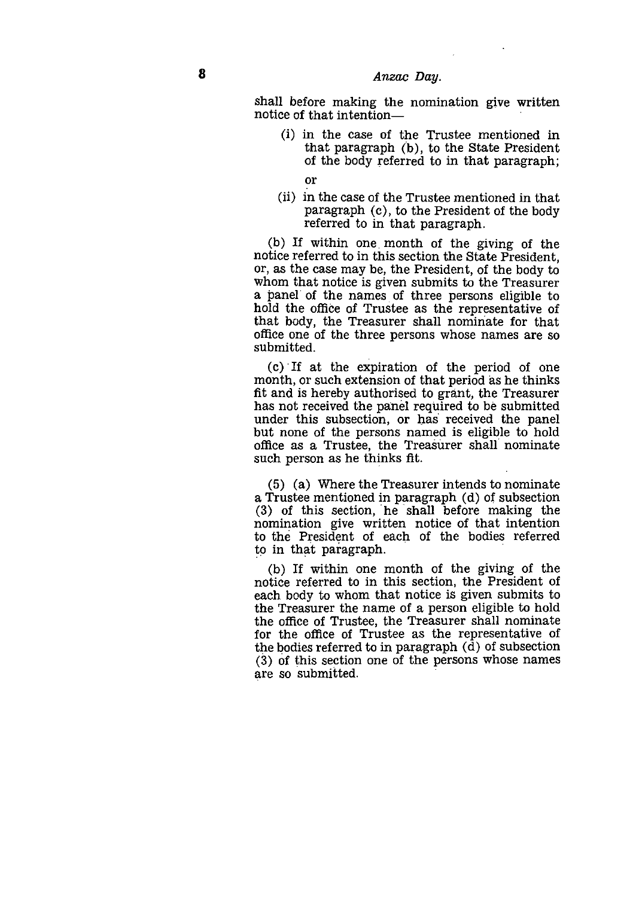shall before making the nomination give written notice of that intention—

(i) in the case of the Trustee mentioned in that paragraph (b), to the State President of the body referred to in that paragraph;

or

(ii) in the case of the Trustee mentioned in that paragraph (c), to the President of the body referred to in that paragraph.

(b) If within one month of the giving of the notice referred to in this section the State President, or, as the case may be, the President, of the body to whom that notice is given submits to the Treasurer a panel of the names of three persons eligible to hold the office of Trustee as the representative of that body, the Treasurer shall nominate for that office one of the three persons whose names are so submitted.

(c) If at the expiration of the period of one month, or such extension of that period as he thinks fit and is hereby authorised to grant, the Treasurer has not received the panel required to be submitted under this subsection, or has received the panel but none of the persons named is eligible to hold office as a Trustee, the Treasurer shall nominate such person as he thinks fit.

(5) (a) Where the Treasurer intends to nominate a Trustee mentioned in paragraph (d) of subsection (3) of this section, he shall before making the nomination give written notice of that intention to the President of each of the bodies referred to in that paragraph.

(b) If within one month of the giving of the notice referred to in this section, the President of each body to whom that notice is given submits to the Treasurer the name of a person eligible to hold the office of Trustee, the Treasurer shall nominate for the office of Trustee as the representative of the bodies referred to in paragraph (d) of subsection (3) of this section one of the persons whose names are so submitted.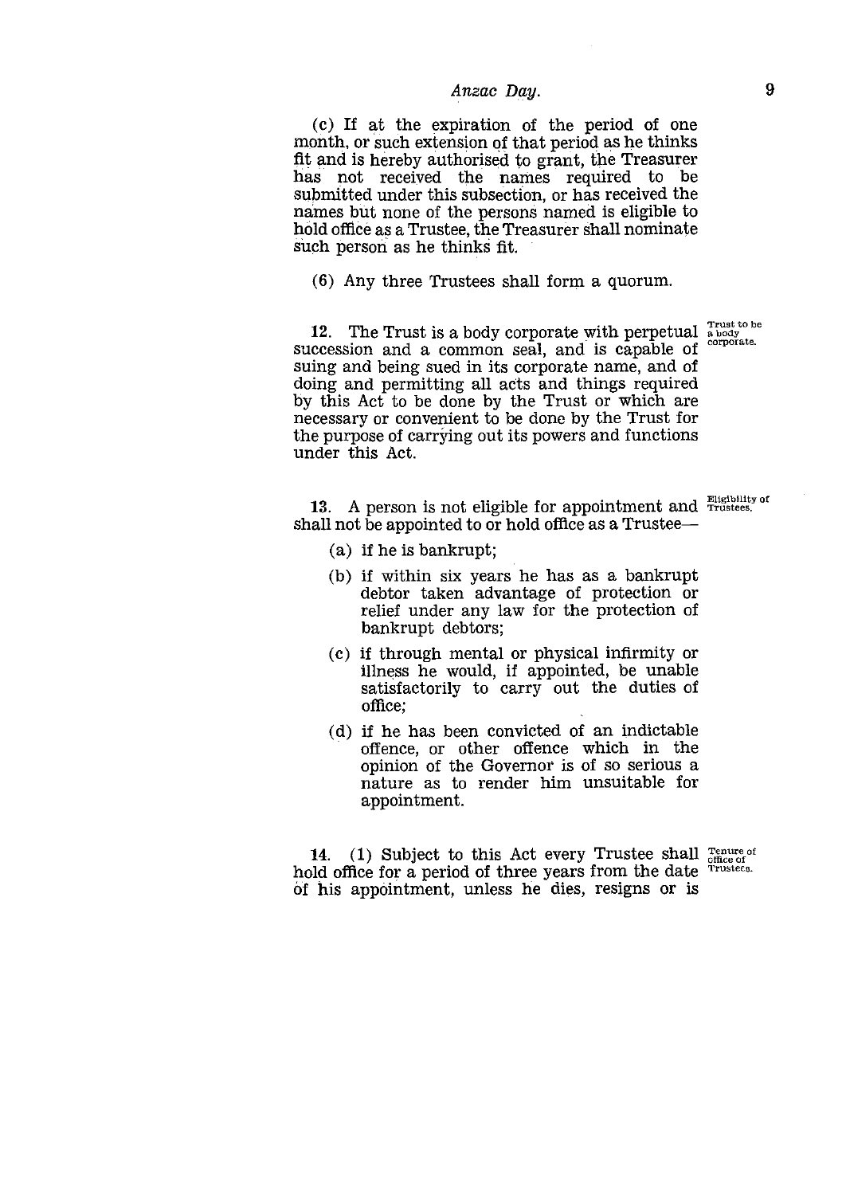(c) If at the expiration of the period of one month, or such extension of that period as he thinks fit and is hereby authorised to grant, the Treasurer has not received the names required to be submitted under this subsection, or has received the names but none of the persons named is eligible to hold office as a Trustee, the Treasurer shall nominate such person as he thinks fit.

(6) Any three Trustees shall form a quorum.

*Trust to be a body corporate.*

**12.** The Trust is a body corporate with perpetual succession and a common seal, and is capable of suing and being sued in its corporate name, and of doing and permitting all acts and things required by this Act to be done by the Trust or which are necessary or convenient to be done by the Trust for the purpose of carrying out its powers and functions under this Act.

*Eligibility of Trustees.*

**13.** A person is not eligible for appointment and shall not be appointed to or hold office as a Trustee—

(a) if he is bankrupt;

(b) if within six years he has as a bankrupt debtor taken advantage of protection or relief under any law for the protection of bankrupt debtors;

(c) if through mental or physical infirmity or illness he would, if appointed, be unable satisfactorily to carry out the duties of office;

(d) if he has been convicted of an indictable offence, or other offence which in the opinion of the Governor is of so serious a nature as to render him unsuitable for appointment.

*Tenure of office of Trustees.*

**14.** (1) Subject to this Act every Trustee shall hold office for a period of three years from the date of his appointment, unless he dies, resigns or is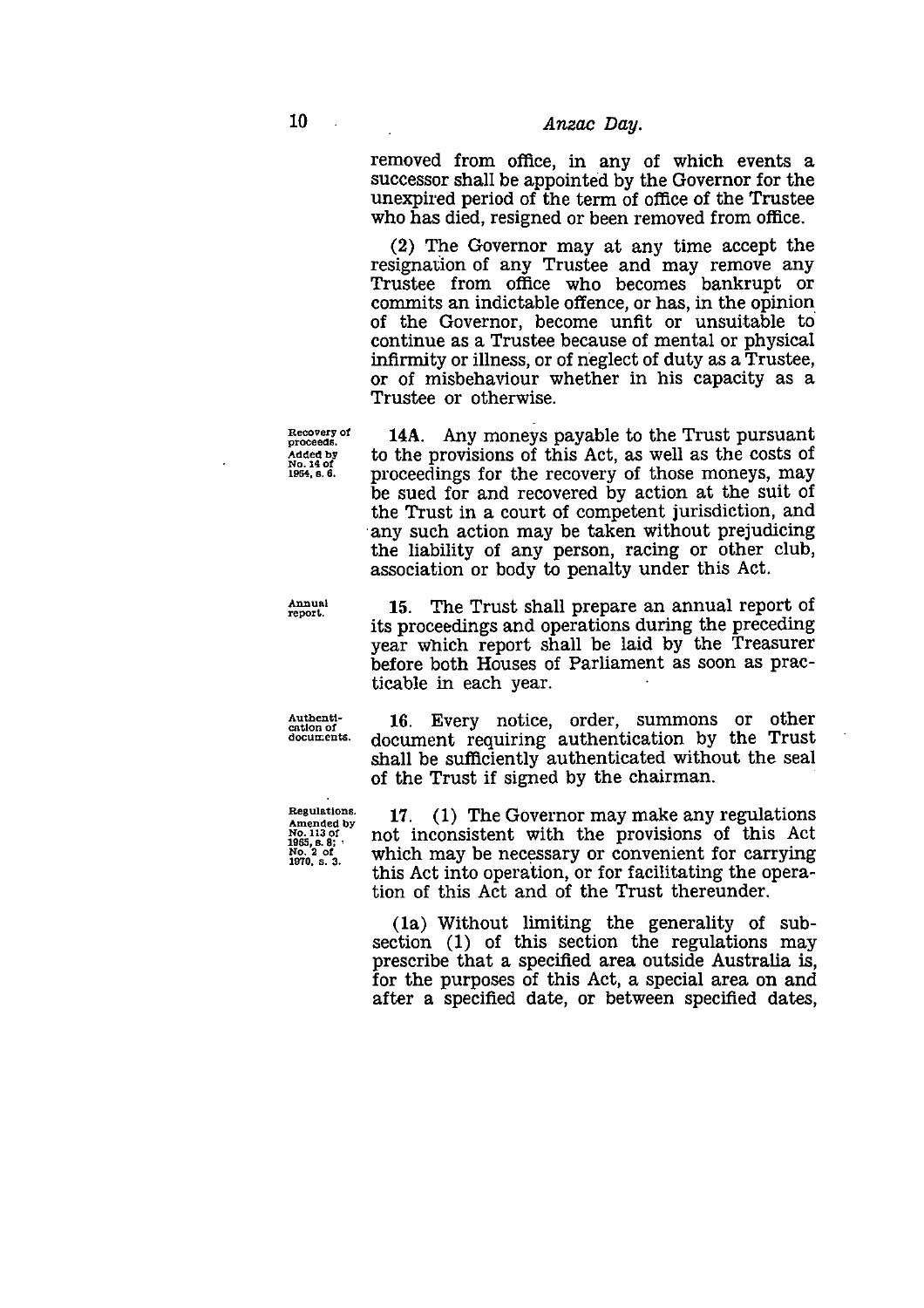removed from office, in any of which events a successor shall be appointed by the Governor for the unexpired period of the term of office of the Trustee who has died, resigned or been removed from office.

(2) The Governor may at any time accept the resignation of any Trustee and may remove any Trustee from office who becomes bankrupt or commits an indictable offence, or has, in the opinion of the Governor, become unfit or unsuitable to continue as a Trustee because of mental or physical infirmity or illness, or of neglect of duty as a Trustee, or of misbehaviour whether in his capacity as a Trustee or otherwise.

Recovery of proceeds. Added by No. 14 of 1964, s. 6.

**14A.** Any moneys payable to the Trust pursuant to the provisions of this Act, as well as the costs of proceedings for the recovery of those moneys, may be sued for and recovered by action at the suit of the Trust in a court of competent jurisdiction, and any such action may be taken without prejudicing the liability of any person, racing or other club, association or body to penalty under this Act.

Annual report.

**15.** The Trust shall prepare an annual report of its proceedings and operations during the preceding year which report shall be laid by the Treasurer before both Houses of Parliament as soon as practicable in each year.

Authentication of documents.

**16.** Every notice, order, summons or other document requiring authentication by the Trust shall be sufficiently authenticated without the seal of the Trust if signed by the chairman.

Regulations. Amended by No. 113 of 1965, s. 8; No. 2 of 1970, s. 3.

**17.** (1) The Governor may make any regulations not inconsistent with the provisions of this Act which may be necessary or convenient for carrying this Act into operation, or for facilitating the operation of this Act and of the Trust thereunder.

(1a) Without limiting the generality of subsection (1) of this section the regulations may prescribe that a specified area outside Australia is, for the purposes of this Act, a special area on and after a specified date, or between specified dates,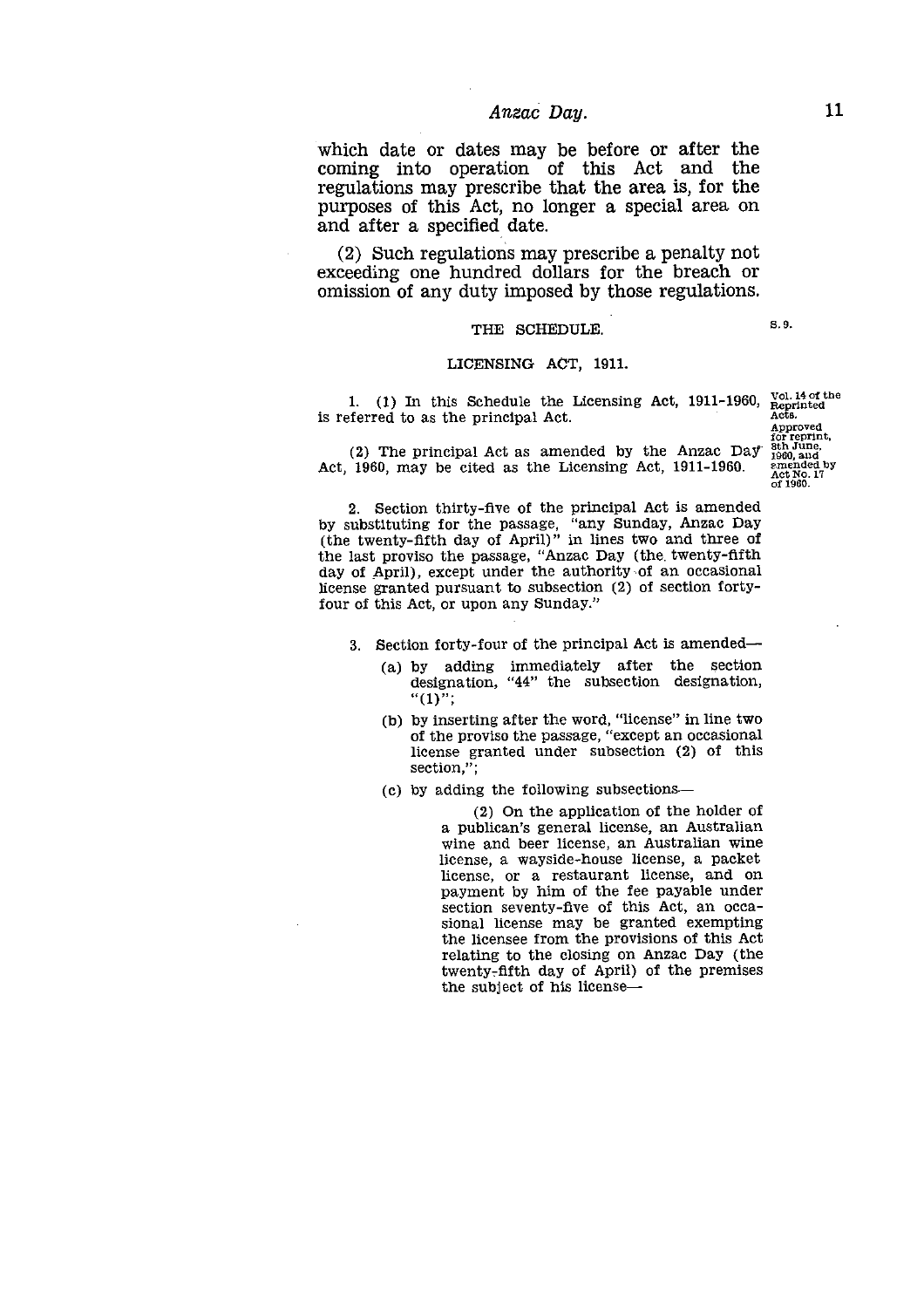which date or dates may be before or after the coming into operation of this Act and the regulations may prescribe that the area is, for the purposes of this Act, no longer a special area on and after a specified date.

(2) Such regulations may prescribe a penalty not exceeding one hundred dollars for the breach or omission of any duty imposed by those regulations.

## THE SCHEDULE.

S. 9.

### LICENSING ACT, 1911.

1. (1) In this Schedule the Licensing Act, 1911-1960, is referred to as the principal Act.

Vol. 14 of the Reprinted Acts. Approved for reprint, 8th June, 1960, and amended by Act No. 17 of 1960.

(2) The principal Act as amended by the Anzac Day Act, 1960, may be cited as the Licensing Act, 1911-1960.

2. Section thirty-five of the principal Act is amended by substituting for the passage, "any Sunday, Anzac Day (the twenty-fifth day of April)" in lines two and three of the last proviso the passage, "Anzac Day (the twenty-fifth day of April), except under the authority of an occasional license granted pursuant to subsection (2) of section forty-four of this Act, or upon any Sunday."

3. Section forty-four of the principal Act is amended—

(a) by adding immediately after the section designation, "44" the subsection designation, "(1)";

(b) by inserting after the word, "license" in line two of the proviso the passage, "except an occasional license granted under subsection (2) of this section,";

(c) by adding the following subsections—

(2) On the application of the holder of a publican's general license, an Australian wine and beer license, an Australian wine license, a wayside-house license, a packet license, or a restaurant license, and on payment by him of the fee payable under section seventy-five of this Act, an occasional license may be granted exempting the licensee from the provisions of this Act relating to the closing on Anzac Day (the twenty-fifth day of April) of the premises the subject of his license—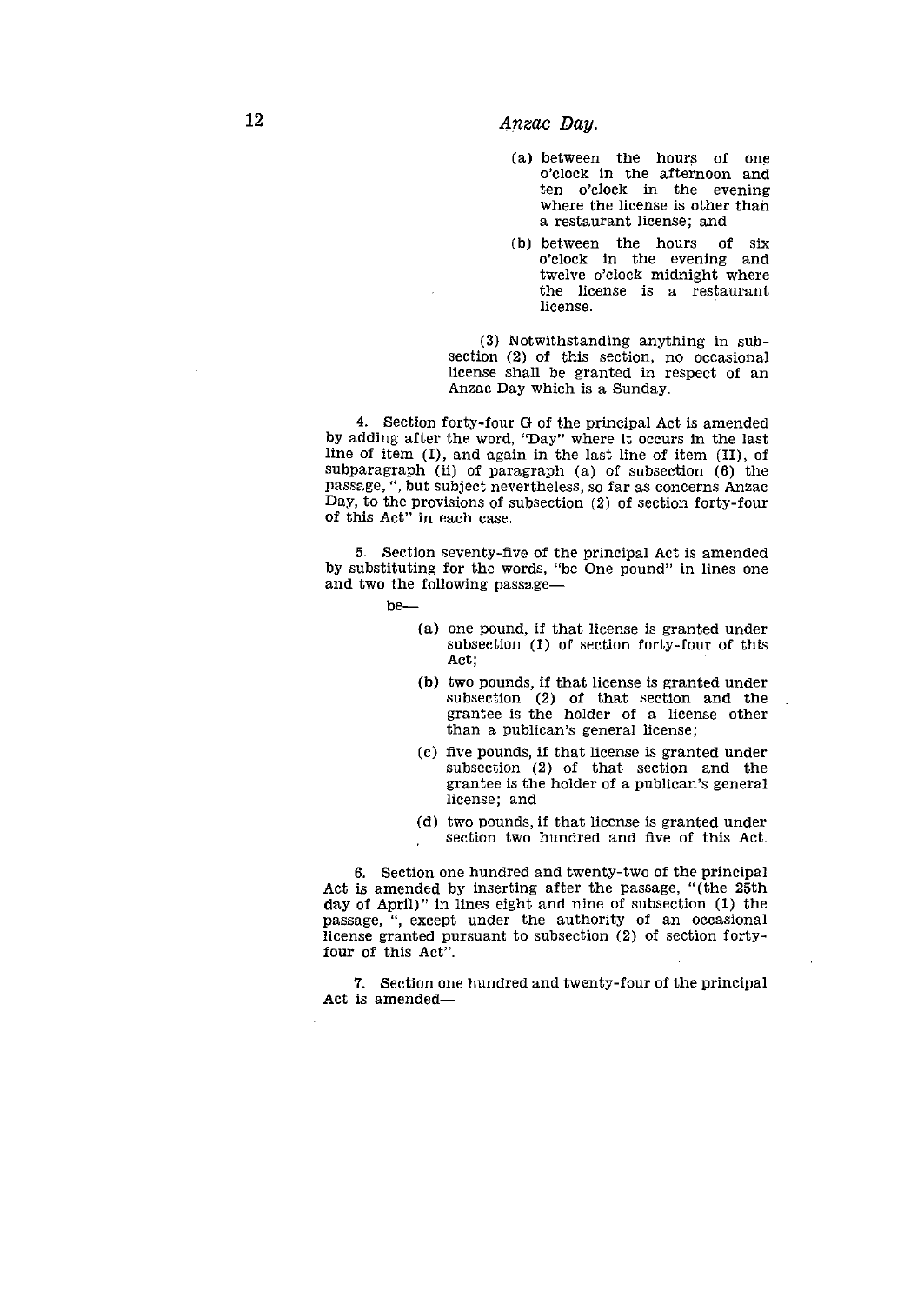(a) between the hours of one o'clock in the afternoon and ten o'clock in the evening where the license is other than a restaurant license; and

(b) between the hours of six o'clock in the evening and twelve o'clock midnight where the license is a restaurant license.

(3) Notwithstanding anything in subsection (2) of this section, no occasional license shall be granted in respect of an Anzac Day which is a Sunday.

4. Section forty-four G of the principal Act is amended by adding after the word, "Day" where it occurs in the last line of item (I), and again in the last line of item (II), of subparagraph (ii) of paragraph (a) of subsection (6) the passage, ", but subject nevertheless, so far as concerns Anzac Day, to the provisions of subsection (2) of section forty-four of this Act" in each case.

5. Section seventy-five of the principal Act is amended by substituting for the words, "be One pound" in lines one and two the following passage—

be—

(a) one pound, if that license is granted under subsection (1) of section forty-four of this Act;

(b) two pounds, if that license is granted under subsection (2) of that section and the grantee is the holder of a license other than a publican's general license;

(c) five pounds, if that license is granted under subsection (2) of that section and the grantee is the holder of a publican's general license; and

(d) two pounds, if that license is granted under section two hundred and five of this Act.

6. Section one hundred and twenty-two of the principal Act is amended by inserting after the passage, "(the 25th day of April)" in lines eight and nine of subsection (1) the passage, ", except under the authority of an occasional license granted pursuant to subsection (2) of section forty-four of this Act".

7. Section one hundred and twenty-four of the principal Act is amended—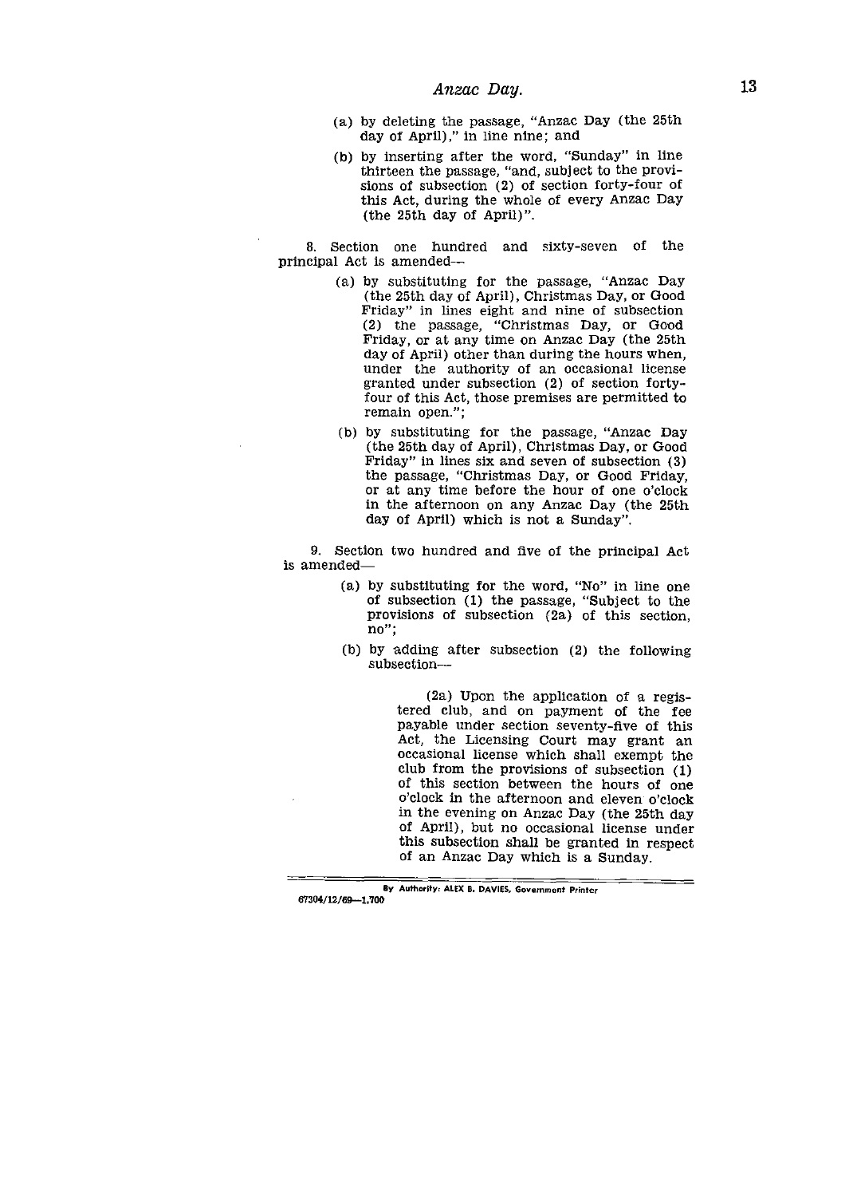(a) by deleting the passage, "Anzac Day (the 25th day of April)," in line nine; and

(b) by inserting after the word, "Sunday" in line thirteen the passage, "and, subject to the provisions of subsection (2) of section forty-four of this Act, during the whole of every Anzac Day (the 25th day of April)".

8. Section one hundred and sixty-seven of the principal Act is amended—

(a) by substituting for the passage, "Anzac Day (the 25th day of April), Christmas Day, or Good Friday" in lines eight and nine of subsection (2) the passage, "Christmas Day, or Good Friday, or at any time on Anzac Day (the 25th day of April) other than during the hours when, under the authority of an occasional license granted under subsection (2) of section forty-four of this Act, those premises are permitted to remain open.";

(b) by substituting for the passage, "Anzac Day (the 25th day of April), Christmas Day, or Good Friday" in lines six and seven of subsection (3) the passage, "Christmas Day, or Good Friday, or at any time before the hour of one o'clock in the afternoon on any Anzac Day (the 25th day of April) which is not a Sunday".

9. Section two hundred and five of the principal Act is amended—

(a) by substituting for the word, "No" in line one of subsection (1) the passage, "Subject to the provisions of subsection (2a) of this section, no";

(b) by adding after subsection (2) the following subsection—

> (2a) Upon the application of a registered club, and on payment of the fee payable under section seventy-five of this Act, the Licensing Court may grant an occasional license which shall exempt the club from the provisions of subsection (1) of this section between the hours of one o'clock in the afternoon and eleven o'clock in the evening on Anzac Day (the 25th day of April), but no occasional license under this subsection shall be granted in respect of an Anzac Day which is a Sunday.

By Authority: ALEX B. DAVIES, Government Printer

67304/12/69—1,700